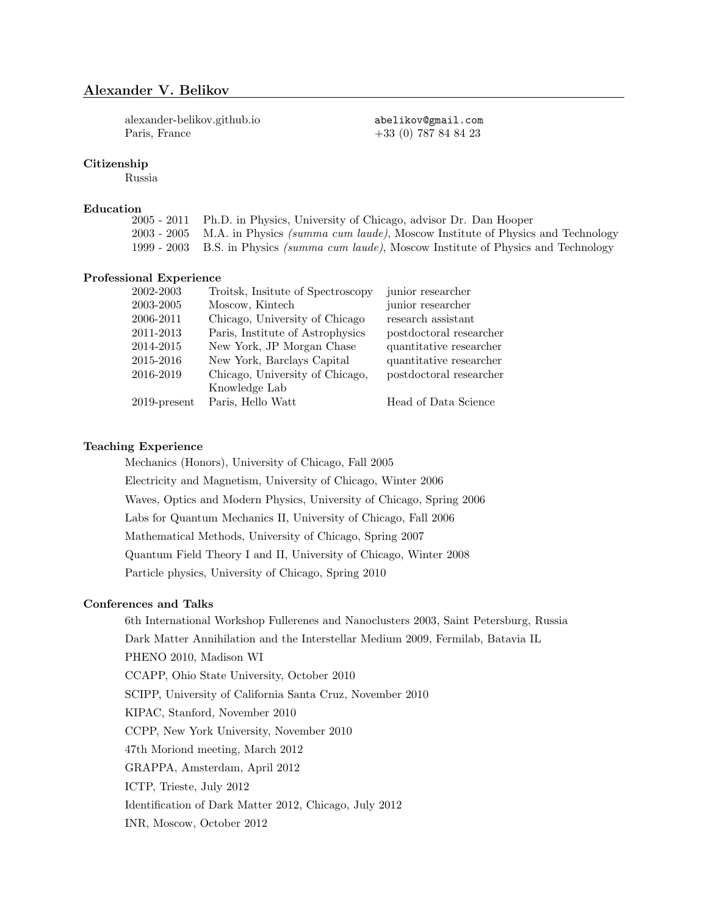# Alexander V. Belikov

alexander-belikov.github.io
Paris, France

abelikov@gmail.com
+33 (0) 787 84 84 23

## Citizenship

Russia

## Education

| | |
|---|---|
| 2005 - 2011 | Ph.D. in Physics, University of Chicago, advisor Dr. Dan Hooper |
| 2003 - 2005 | M.A. in Physics *(summa cum laude)*, Moscow Institute of Physics and Technology |
| 1999 - 2003 | B.S. in Physics *(summa cum laude)*, Moscow Institute of Physics and Technology |

## Professional Experience

| | | |
|---|---|---|
| 2002-2003 | Troitsk, Insitute of Spectroscopy | junior researcher |
| 2003-2005 | Moscow, Kintech | junior researcher |
| 2006-2011 | Chicago, University of Chicago | research assistant |
| 2011-2013 | Paris, Institute of Astrophysics | postdoctoral researcher |
| 2014-2015 | New York, JP Morgan Chase | quantitative researcher |
| 2015-2016 | New York, Barclays Capital | quantitative researcher |
| 2016-2019 | Chicago, University of Chicago, Knowledge Lab | postdoctoral researcher |
| 2019-present | Paris, Hello Watt | Head of Data Science |

## Teaching Experience

Mechanics (Honors), University of Chicago, Fall 2005

Electricity and Magnetism, University of Chicago, Winter 2006

Waves, Optics and Modern Physics, University of Chicago, Spring 2006

Labs for Quantum Mechanics II, University of Chicago, Fall 2006

Mathematical Methods, University of Chicago, Spring 2007

Quantum Field Theory I and II, University of Chicago, Winter 2008

Particle physics, University of Chicago, Spring 2010

## Conferences and Talks

6th International Workshop Fullerenes and Nanoclusters 2003, Saint Petersburg, Russia

Dark Matter Annihilation and the Interstellar Medium 2009, Fermilab, Batavia IL

PHENO 2010, Madison WI

CCAPP, Ohio State University, October 2010

SCIPP, University of California Santa Cruz, November 2010

KIPAC, Stanford, November 2010

CCPP, New York University, November 2010

47th Moriond meeting, March 2012

GRAPPA, Amsterdam, April 2012

ICTP, Trieste, July 2012

Identification of Dark Matter 2012, Chicago, July 2012

INR, Moscow, October 2012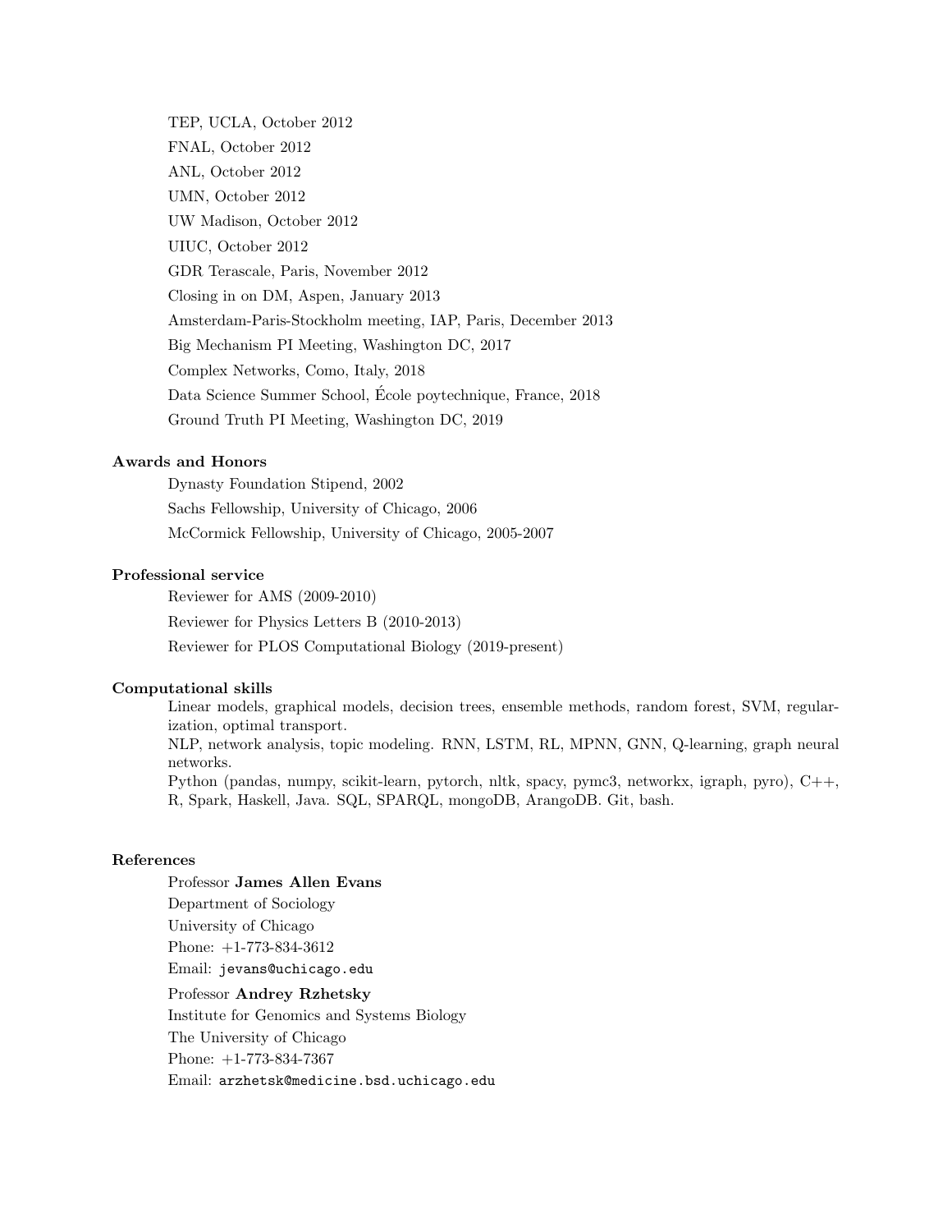TEP, UCLA, October 2012

FNAL, October 2012

ANL, October 2012

UMN, October 2012

UW Madison, October 2012

UIUC, October 2012

GDR Terascale, Paris, November 2012

Closing in on DM, Aspen, January 2013

Amsterdam-Paris-Stockholm meeting, IAP, Paris, December 2013

Big Mechanism PI Meeting, Washington DC, 2017

Complex Networks, Como, Italy, 2018

Data Science Summer School, École poytechnique, France, 2018

Ground Truth PI Meeting, Washington DC, 2019

### Awards and Honors

Dynasty Foundation Stipend, 2002

Sachs Fellowship, University of Chicago, 2006

McCormick Fellowship, University of Chicago, 2005-2007

### Professional service

Reviewer for AMS (2009-2010)

Reviewer for Physics Letters B (2010-2013)

Reviewer for PLOS Computational Biology (2019-present)

### Computational skills

Linear models, graphical models, decision trees, ensemble methods, random forest, SVM, regularization, optimal transport.
NLP, network analysis, topic modeling. RNN, LSTM, RL, MPNN, GNN, Q-learning, graph neural networks.
Python (pandas, numpy, scikit-learn, pytorch, nltk, spacy, pymc3, networkx, igraph, pyro), C++, R, Spark, Haskell, Java. SQL, SPARQL, mongoDB, ArangoDB. Git, bash.

### References

Professor **James Allen Evans**
Department of Sociology
University of Chicago
Phone: +1-773-834-3612
Email: `jevans@uchicago.edu`

Professor **Andrey Rzhetsky**
Institute for Genomics and Systems Biology
The University of Chicago
Phone: +1-773-834-7367
Email: `arzhetsk@medicine.bsd.uchicago.edu`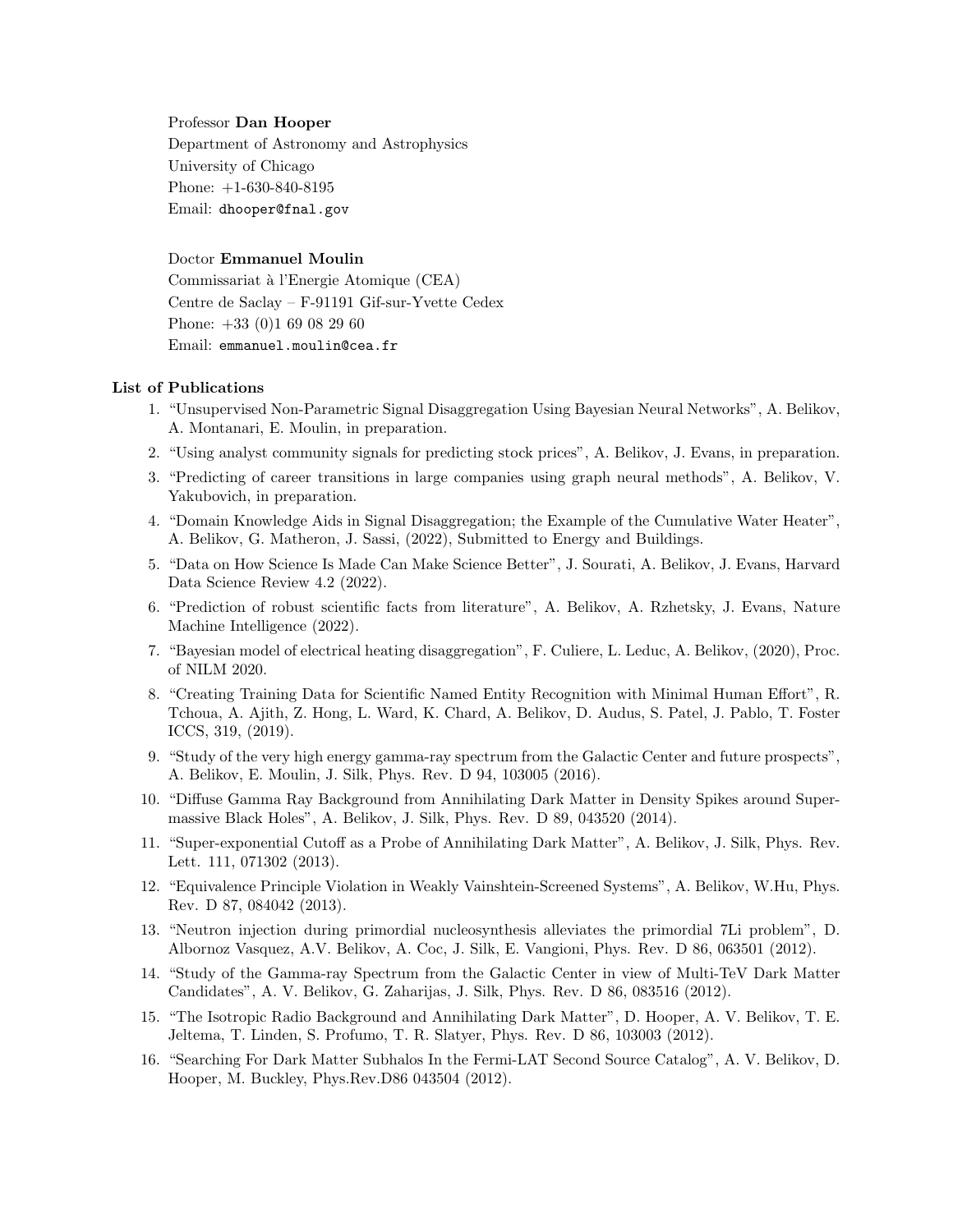Professor **Dan Hooper**
Department of Astronomy and Astrophysics
University of Chicago
Phone: +1-630-840-8195
Email: dhooper@fnal.gov

Doctor **Emmanuel Moulin**
Commissariat à l'Energie Atomique (CEA)
Centre de Saclay – F-91191 Gif-sur-Yvette Cedex
Phone: +33 (0)1 69 08 29 60
Email: emmanuel.moulin@cea.fr

## List of Publications

1. "Unsupervised Non-Parametric Signal Disaggregation Using Bayesian Neural Networks", A. Belikov, A. Montanari, E. Moulin, in preparation.
2. "Using analyst community signals for predicting stock prices", A. Belikov, J. Evans, in preparation.
3. "Predicting of career transitions in large companies using graph neural methods", A. Belikov, V. Yakubovich, in preparation.
4. "Domain Knowledge Aids in Signal Disaggregation; the Example of the Cumulative Water Heater", A. Belikov, G. Matheron, J. Sassi, (2022), Submitted to Energy and Buildings.
5. "Data on How Science Is Made Can Make Science Better", J. Sourati, A. Belikov, J. Evans, Harvard Data Science Review 4.2 (2022).
6. "Prediction of robust scientific facts from literature", A. Belikov, A. Rzhetsky, J. Evans, Nature Machine Intelligence (2022).
7. "Bayesian model of electrical heating disaggregation", F. Culiere, L. Leduc, A. Belikov, (2020), Proc. of NILM 2020.
8. "Creating Training Data for Scientific Named Entity Recognition with Minimal Human Effort", R. Tchoua, A. Ajith, Z. Hong, L. Ward, K. Chard, A. Belikov, D. Audus, S. Patel, J. Pablo, T. Foster ICCS, 319, (2019).
9. "Study of the very high energy gamma-ray spectrum from the Galactic Center and future prospects", A. Belikov, E. Moulin, J. Silk, Phys. Rev. D 94, 103005 (2016).
10. "Diffuse Gamma Ray Background from Annihilating Dark Matter in Density Spikes around Supermassive Black Holes", A. Belikov, J. Silk, Phys. Rev. D 89, 043520 (2014).
11. "Super-exponential Cutoff as a Probe of Annihilating Dark Matter", A. Belikov, J. Silk, Phys. Rev. Lett. 111, 071302 (2013).
12. "Equivalence Principle Violation in Weakly Vainshtein-Screened Systems", A. Belikov, W.Hu, Phys. Rev. D 87, 084042 (2013).
13. "Neutron injection during primordial nucleosynthesis alleviates the primordial 7Li problem", D. Albornoz Vasquez, A.V. Belikov, A. Coc, J. Silk, E. Vangioni, Phys. Rev. D 86, 063501 (2012).
14. "Study of the Gamma-ray Spectrum from the Galactic Center in view of Multi-TeV Dark Matter Candidates", A. V. Belikov, G. Zaharijas, J. Silk, Phys. Rev. D 86, 083516 (2012).
15. "The Isotropic Radio Background and Annihilating Dark Matter", D. Hooper, A. V. Belikov, T. E. Jeltema, T. Linden, S. Profumo, T. R. Slatyer, Phys. Rev. D 86, 103003 (2012).
16. "Searching For Dark Matter Subhalos In the Fermi-LAT Second Source Catalog", A. V. Belikov, D. Hooper, M. Buckley, Phys.Rev.D86 043504 (2012).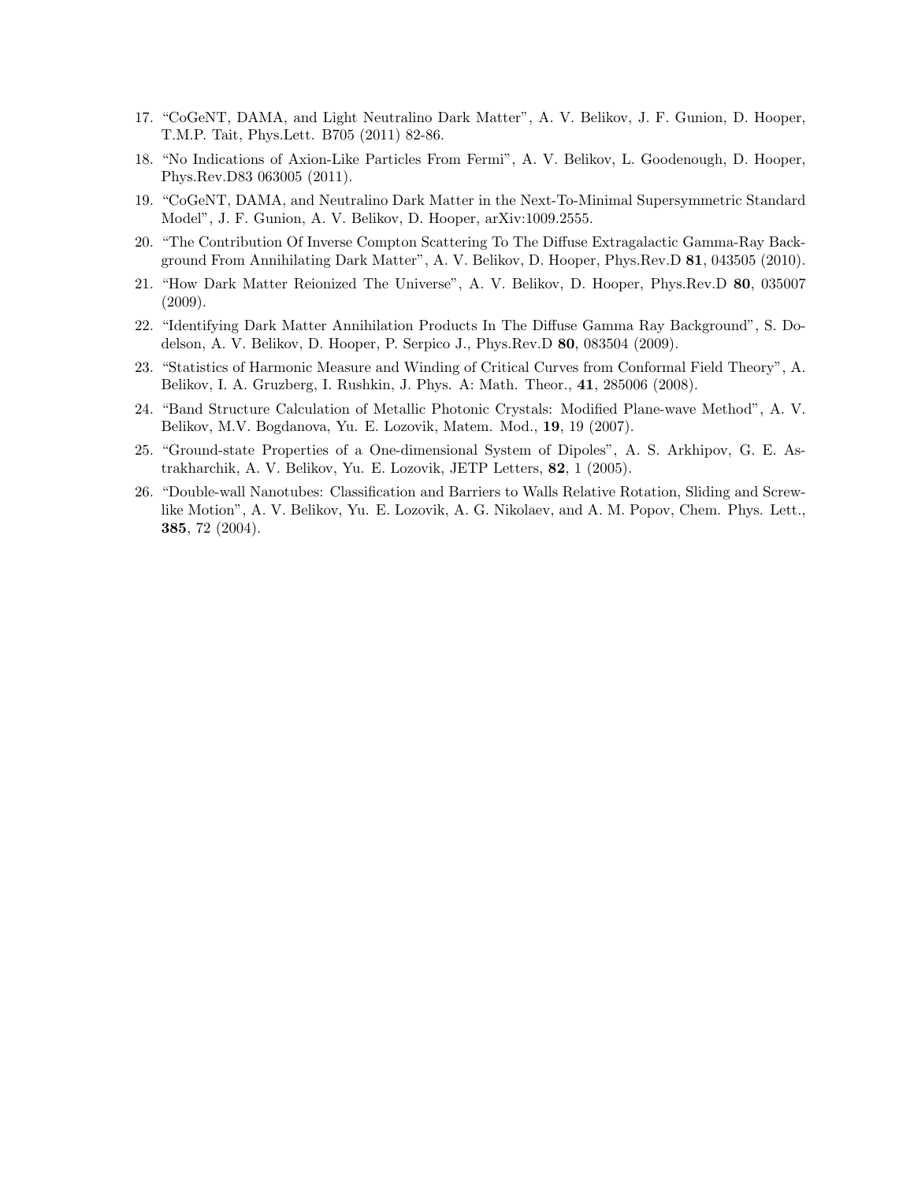17. "CoGeNT, DAMA, and Light Neutralino Dark Matter", A. V. Belikov, J. F. Gunion, D. Hooper, T.M.P. Tait, Phys.Lett. B705 (2011) 82-86.
18. "No Indications of Axion-Like Particles From Fermi", A. V. Belikov, L. Goodenough, D. Hooper, Phys.Rev.D83 063005 (2011).
19. "CoGeNT, DAMA, and Neutralino Dark Matter in the Next-To-Minimal Supersymmetric Standard Model", J. F. Gunion, A. V. Belikov, D. Hooper, arXiv:1009.2555.
20. "The Contribution Of Inverse Compton Scattering To The Diffuse Extragalactic Gamma-Ray Background From Annihilating Dark Matter", A. V. Belikov, D. Hooper, Phys.Rev.D **81**, 043505 (2010).
21. "How Dark Matter Reionized The Universe", A. V. Belikov, D. Hooper, Phys.Rev.D **80**, 035007 (2009).
22. "Identifying Dark Matter Annihilation Products In The Diffuse Gamma Ray Background", S. Dodelson, A. V. Belikov, D. Hooper, P. Serpico J., Phys.Rev.D **80**, 083504 (2009).
23. "Statistics of Harmonic Measure and Winding of Critical Curves from Conformal Field Theory", A. Belikov, I. A. Gruzberg, I. Rushkin, J. Phys. A: Math. Theor., **41**, 285006 (2008).
24. "Band Structure Calculation of Metallic Photonic Crystals: Modified Plane-wave Method", A. V. Belikov, M.V. Bogdanova, Yu. E. Lozovik, Matem. Mod., **19**, 19 (2007).
25. "Ground-state Properties of a One-dimensional System of Dipoles", A. S. Arkhipov, G. E. Astrakharchik, A. V. Belikov, Yu. E. Lozovik, JETP Letters, **82**, 1 (2005).
26. "Double-wall Nanotubes: Classification and Barriers to Walls Relative Rotation, Sliding and Screw-like Motion", A. V. Belikov, Yu. E. Lozovik, A. G. Nikolaev, and A. M. Popov, Chem. Phys. Lett., **385**, 72 (2004).